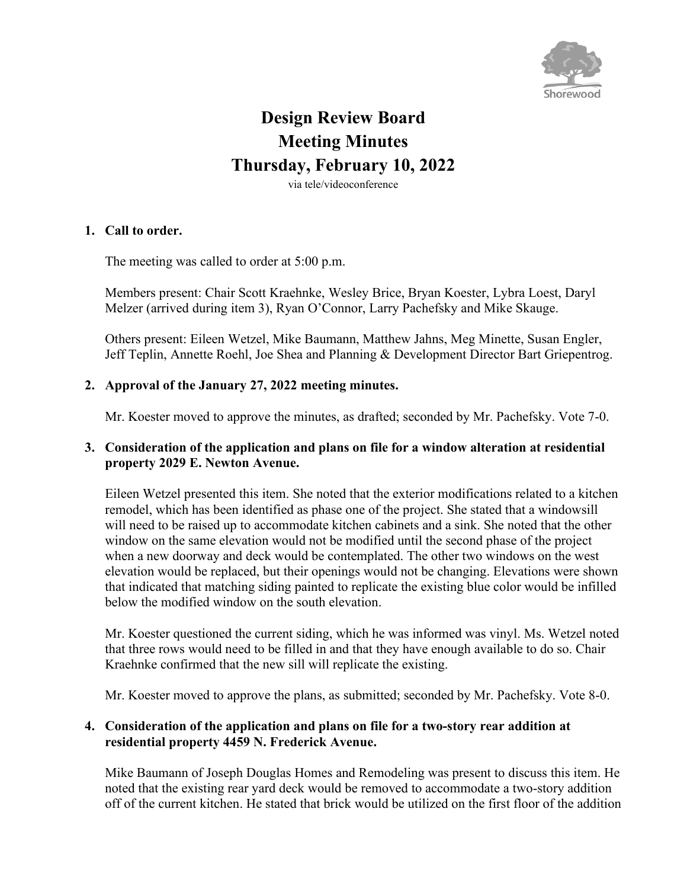# Design Review Board
# Meeting Minutes
# Thursday, February 10, 2022

via tele/videoconference

**1. Call to order.**

The meeting was called to order at 5:00 p.m.

Members present: Chair Scott Kraehnke, Wesley Brice, Bryan Koester, Lybra Loest, Daryl Melzer (arrived during item 3), Ryan O'Connor, Larry Pachefsky and Mike Skauge.

Others present: Eileen Wetzel, Mike Baumann, Matthew Jahns, Meg Minette, Susan Engler, Jeff Teplin, Annette Roehl, Joe Shea and Planning & Development Director Bart Griepentrog.

**2. Approval of the January 27, 2022 meeting minutes.**

Mr. Koester moved to approve the minutes, as drafted; seconded by Mr. Pachefsky. Vote 7-0.

**3. Consideration of the application and plans on file for a window alteration at residential property 2029 E. Newton Avenue.**

Eileen Wetzel presented this item. She noted that the exterior modifications related to a kitchen remodel, which has been identified as phase one of the project. She stated that a windowsill will need to be raised up to accommodate kitchen cabinets and a sink. She noted that the other window on the same elevation would not be modified until the second phase of the project when a new doorway and deck would be contemplated. The other two windows on the west elevation would be replaced, but their openings would not be changing. Elevations were shown that indicated that matching siding painted to replicate the existing blue color would be infilled below the modified window on the south elevation.

Mr. Koester questioned the current siding, which he was informed was vinyl. Ms. Wetzel noted that three rows would need to be filled in and that they have enough available to do so. Chair Kraehnke confirmed that the new sill will replicate the existing.

Mr. Koester moved to approve the plans, as submitted; seconded by Mr. Pachefsky. Vote 8-0.

**4. Consideration of the application and plans on file for a two-story rear addition at residential property 4459 N. Frederick Avenue.**

Mike Baumann of Joseph Douglas Homes and Remodeling was present to discuss this item. He noted that the existing rear yard deck would be removed to accommodate a two-story addition off of the current kitchen. He stated that brick would be utilized on the first floor of the addition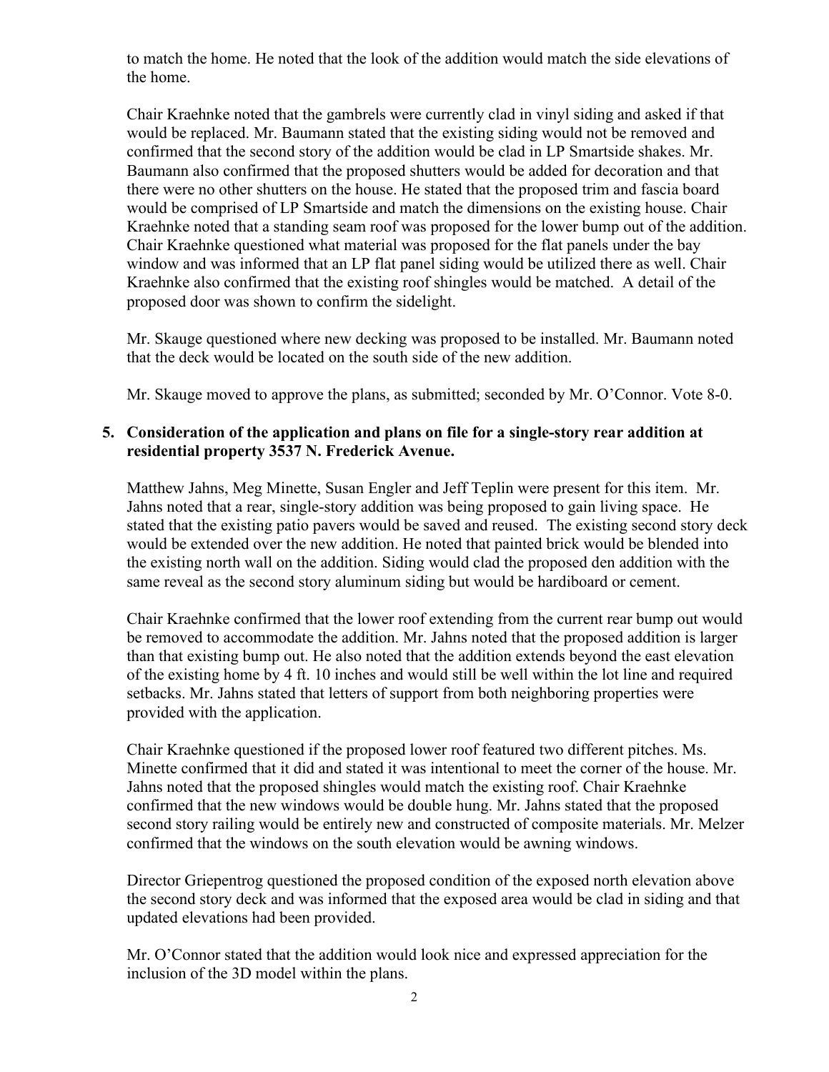to match the home. He noted that the look of the addition would match the side elevations of the home.

Chair Kraehnke noted that the gambrels were currently clad in vinyl siding and asked if that would be replaced. Mr. Baumann stated that the existing siding would not be removed and confirmed that the second story of the addition would be clad in LP Smartside shakes. Mr. Baumann also confirmed that the proposed shutters would be added for decoration and that there were no other shutters on the house. He stated that the proposed trim and fascia board would be comprised of LP Smartside and match the dimensions on the existing house. Chair Kraehnke noted that a standing seam roof was proposed for the lower bump out of the addition. Chair Kraehnke questioned what material was proposed for the flat panels under the bay window and was informed that an LP flat panel siding would be utilized there as well. Chair Kraehnke also confirmed that the existing roof shingles would be matched. A detail of the proposed door was shown to confirm the sidelight.

Mr. Skauge questioned where new decking was proposed to be installed. Mr. Baumann noted that the deck would be located on the south side of the new addition.

Mr. Skauge moved to approve the plans, as submitted; seconded by Mr. O'Connor. Vote 8-0.

**5. Consideration of the application and plans on file for a single-story rear addition at residential property 3537 N. Frederick Avenue.**

Matthew Jahns, Meg Minette, Susan Engler and Jeff Teplin were present for this item. Mr. Jahns noted that a rear, single-story addition was being proposed to gain living space. He stated that the existing patio pavers would be saved and reused. The existing second story deck would be extended over the new addition. He noted that painted brick would be blended into the existing north wall on the addition. Siding would clad the proposed den addition with the same reveal as the second story aluminum siding but would be hardiboard or cement.

Chair Kraehnke confirmed that the lower roof extending from the current rear bump out would be removed to accommodate the addition. Mr. Jahns noted that the proposed addition is larger than that existing bump out. He also noted that the addition extends beyond the east elevation of the existing home by 4 ft. 10 inches and would still be well within the lot line and required setbacks. Mr. Jahns stated that letters of support from both neighboring properties were provided with the application.

Chair Kraehnke questioned if the proposed lower roof featured two different pitches. Ms. Minette confirmed that it did and stated it was intentional to meet the corner of the house. Mr. Jahns noted that the proposed shingles would match the existing roof. Chair Kraehnke confirmed that the new windows would be double hung. Mr. Jahns stated that the proposed second story railing would be entirely new and constructed of composite materials. Mr. Melzer confirmed that the windows on the south elevation would be awning windows.

Director Griepentrog questioned the proposed condition of the exposed north elevation above the second story deck and was informed that the exposed area would be clad in siding and that updated elevations had been provided.

Mr. O'Connor stated that the addition would look nice and expressed appreciation for the inclusion of the 3D model within the plans.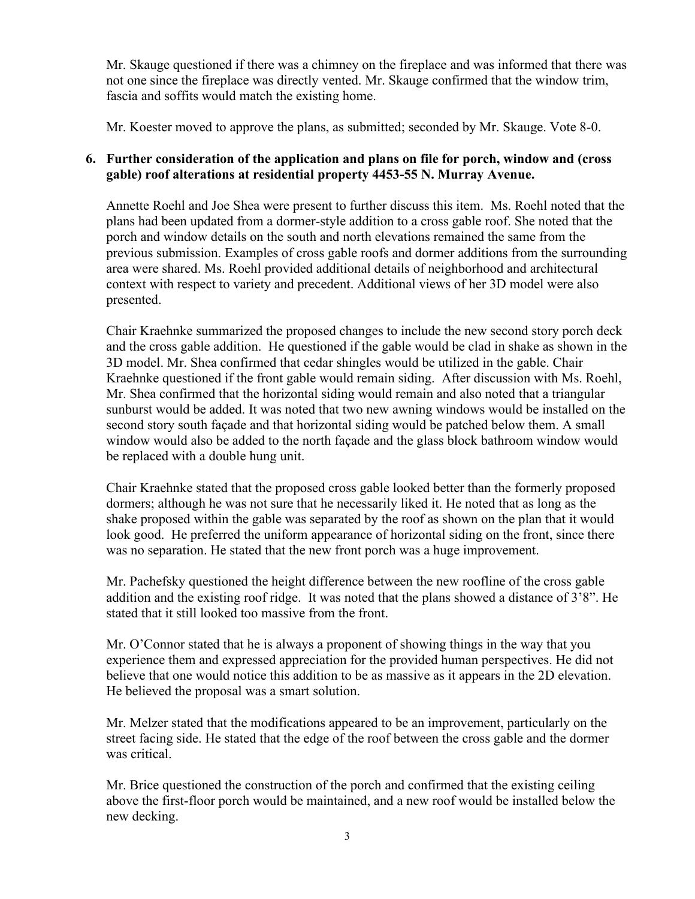Mr. Skauge questioned if there was a chimney on the fireplace and was informed that there was not one since the fireplace was directly vented. Mr. Skauge confirmed that the window trim, fascia and soffits would match the existing home.

Mr. Koester moved to approve the plans, as submitted; seconded by Mr. Skauge. Vote 8-0.

**6. Further consideration of the application and plans on file for porch, window and (cross gable) roof alterations at residential property 4453-55 N. Murray Avenue.**

Annette Roehl and Joe Shea were present to further discuss this item. Ms. Roehl noted that the plans had been updated from a dormer-style addition to a cross gable roof. She noted that the porch and window details on the south and north elevations remained the same from the previous submission. Examples of cross gable roofs and dormer additions from the surrounding area were shared. Ms. Roehl provided additional details of neighborhood and architectural context with respect to variety and precedent. Additional views of her 3D model were also presented.

Chair Kraehnke summarized the proposed changes to include the new second story porch deck and the cross gable addition. He questioned if the gable would be clad in shake as shown in the 3D model. Mr. Shea confirmed that cedar shingles would be utilized in the gable. Chair Kraehnke questioned if the front gable would remain siding. After discussion with Ms. Roehl, Mr. Shea confirmed that the horizontal siding would remain and also noted that a triangular sunburst would be added. It was noted that two new awning windows would be installed on the second story south façade and that horizontal siding would be patched below them. A small window would also be added to the north façade and the glass block bathroom window would be replaced with a double hung unit.

Chair Kraehnke stated that the proposed cross gable looked better than the formerly proposed dormers; although he was not sure that he necessarily liked it. He noted that as long as the shake proposed within the gable was separated by the roof as shown on the plan that it would look good. He preferred the uniform appearance of horizontal siding on the front, since there was no separation. He stated that the new front porch was a huge improvement.

Mr. Pachefsky questioned the height difference between the new roofline of the cross gable addition and the existing roof ridge. It was noted that the plans showed a distance of 3'8". He stated that it still looked too massive from the front.

Mr. O'Connor stated that he is always a proponent of showing things in the way that you experience them and expressed appreciation for the provided human perspectives. He did not believe that one would notice this addition to be as massive as it appears in the 2D elevation. He believed the proposal was a smart solution.

Mr. Melzer stated that the modifications appeared to be an improvement, particularly on the street facing side. He stated that the edge of the roof between the cross gable and the dormer was critical.

Mr. Brice questioned the construction of the porch and confirmed that the existing ceiling above the first-floor porch would be maintained, and a new roof would be installed below the new decking.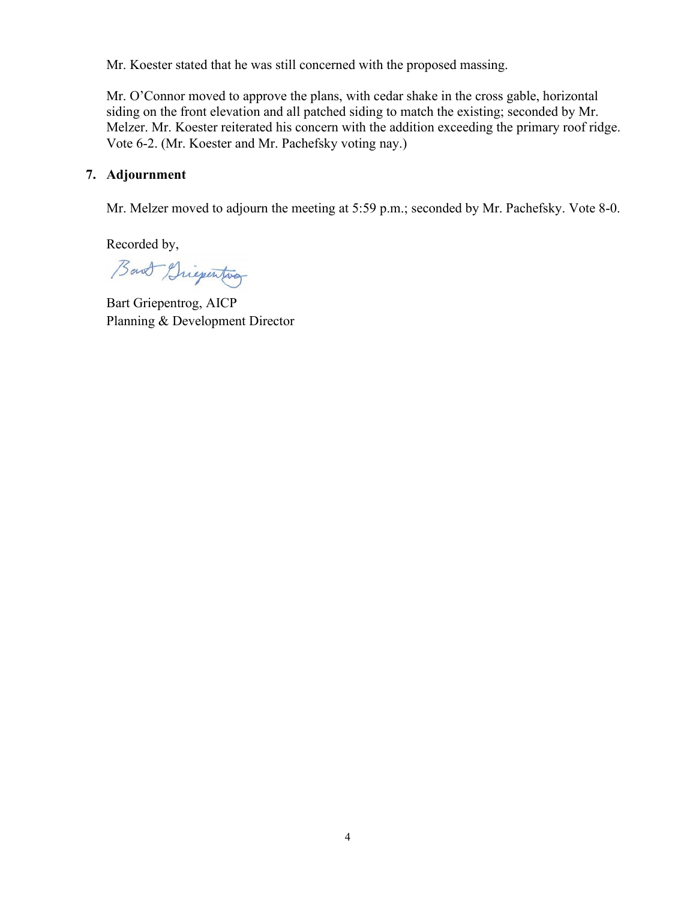Mr. Koester stated that he was still concerned with the proposed massing.

Mr. O'Connor moved to approve the plans, with cedar shake in the cross gable, horizontal siding on the front elevation and all patched siding to match the existing; seconded by Mr. Melzer. Mr. Koester reiterated his concern with the addition exceeding the primary roof ridge. Vote 6-2. (Mr. Koester and Mr. Pachefsky voting nay.)

## 7. Adjournment

Mr. Melzer moved to adjourn the meeting at 5:59 p.m.; seconded by Mr. Pachefsky. Vote 8-0.

Recorded by,

Bart Griepentrog

Bart Griepentrog, AICP
Planning & Development Director